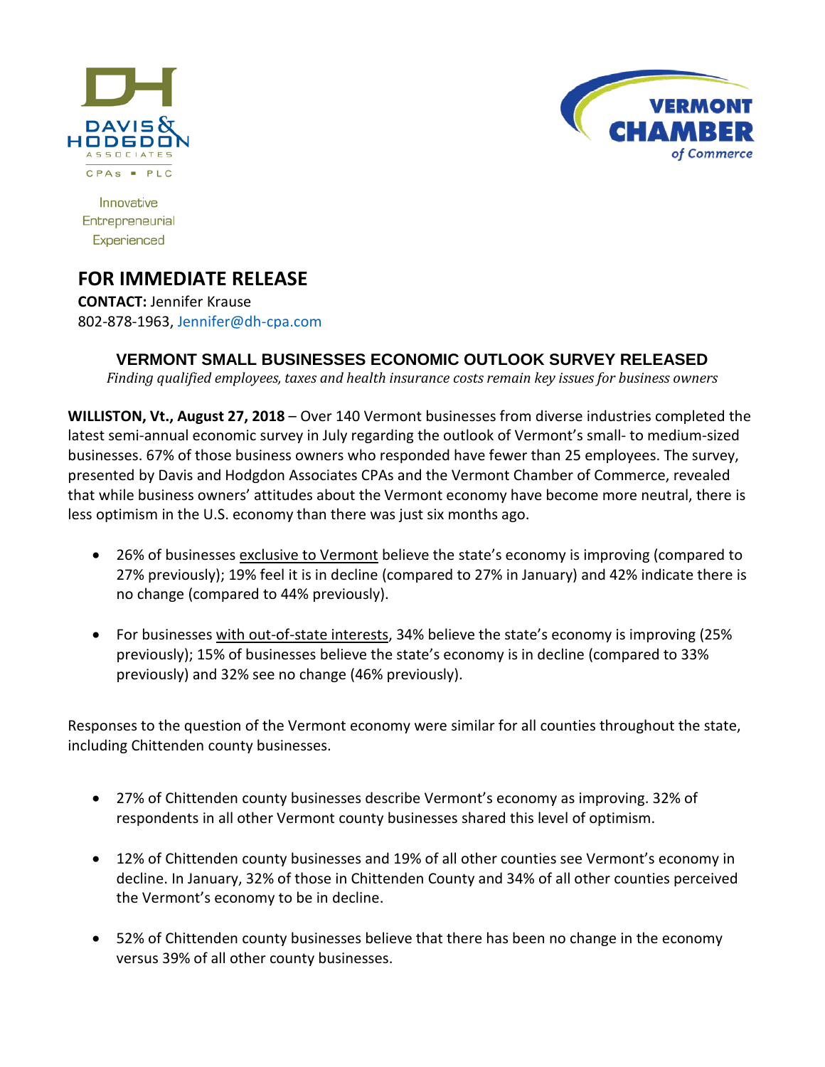DAVIS & HODGDON ASSOCIATES CPAs • PLC

Innovative
Entrepreneurial
Experienced

VERMONT CHAMBER of Commerce

## FOR IMMEDIATE RELEASE

**CONTACT:** Jennifer Krause
802-878-1963, Jennifer@dh-cpa.com

### VERMONT SMALL BUSINESSES ECONOMIC OUTLOOK SURVEY RELEASED

*Finding qualified employees, taxes and health insurance costs remain key issues for business owners*

**WILLISTON, Vt., August 27, 2018** – Over 140 Vermont businesses from diverse industries completed the latest semi-annual economic survey in July regarding the outlook of Vermont's small- to medium-sized businesses. 67% of those business owners who responded have fewer than 25 employees. The survey, presented by Davis and Hodgdon Associates CPAs and the Vermont Chamber of Commerce, revealed that while business owners' attitudes about the Vermont economy have become more neutral, there is less optimism in the U.S. economy than there was just six months ago.

- 26% of businesses exclusive to Vermont believe the state's economy is improving (compared to 27% previously); 19% feel it is in decline (compared to 27% in January) and 42% indicate there is no change (compared to 44% previously).
- For businesses with out-of-state interests, 34% believe the state's economy is improving (25% previously); 15% of businesses believe the state's economy is in decline (compared to 33% previously) and 32% see no change (46% previously).

Responses to the question of the Vermont economy were similar for all counties throughout the state, including Chittenden county businesses.

- 27% of Chittenden county businesses describe Vermont's economy as improving. 32% of respondents in all other Vermont county businesses shared this level of optimism.
- 12% of Chittenden county businesses and 19% of all other counties see Vermont's economy in decline. In January, 32% of those in Chittenden County and 34% of all other counties perceived the Vermont's economy to be in decline.
- 52% of Chittenden county businesses believe that there has been no change in the economy versus 39% of all other county businesses.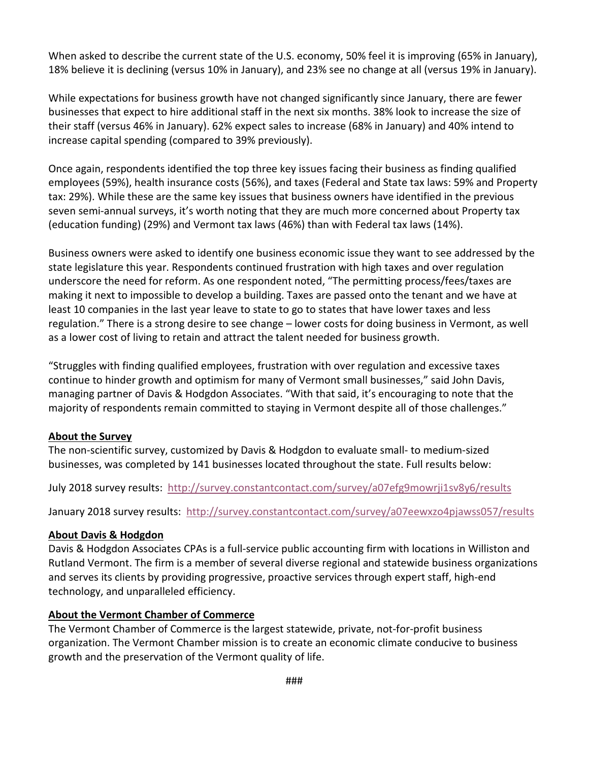When asked to describe the current state of the U.S. economy, 50% feel it is improving (65% in January), 18% believe it is declining (versus 10% in January), and 23% see no change at all (versus 19% in January).

While expectations for business growth have not changed significantly since January, there are fewer businesses that expect to hire additional staff in the next six months. 38% look to increase the size of their staff (versus 46% in January). 62% expect sales to increase (68% in January) and 40% intend to increase capital spending (compared to 39% previously).

Once again, respondents identified the top three key issues facing their business as finding qualified employees (59%), health insurance costs (56%), and taxes (Federal and State tax laws: 59% and Property tax: 29%). While these are the same key issues that business owners have identified in the previous seven semi-annual surveys, it's worth noting that they are much more concerned about Property tax (education funding) (29%) and Vermont tax laws (46%) than with Federal tax laws (14%).

Business owners were asked to identify one business economic issue they want to see addressed by the state legislature this year. Respondents continued frustration with high taxes and over regulation underscore the need for reform. As one respondent noted, "The permitting process/fees/taxes are making it next to impossible to develop a building. Taxes are passed onto the tenant and we have at least 10 companies in the last year leave to state to go to states that have lower taxes and less regulation." There is a strong desire to see change – lower costs for doing business in Vermont, as well as a lower cost of living to retain and attract the talent needed for business growth.

"Struggles with finding qualified employees, frustration with over regulation and excessive taxes continue to hinder growth and optimism for many of Vermont small businesses," said John Davis, managing partner of Davis & Hodgdon Associates. "With that said, it's encouraging to note that the majority of respondents remain committed to staying in Vermont despite all of those challenges."

**About the Survey**

The non-scientific survey, customized by Davis & Hodgdon to evaluate small- to medium-sized businesses, was completed by 141 businesses located throughout the state. Full results below:

July 2018 survey results: http://survey.constantcontact.com/survey/a07efg9mowrji1sv8y6/results

January 2018 survey results: http://survey.constantcontact.com/survey/a07eewxzo4pjawss057/results

**About Davis & Hodgdon**

Davis & Hodgdon Associates CPAs is a full-service public accounting firm with locations in Williston and Rutland Vermont. The firm is a member of several diverse regional and statewide business organizations and serves its clients by providing progressive, proactive services through expert staff, high-end technology, and unparalleled efficiency.

**About the Vermont Chamber of Commerce**

The Vermont Chamber of Commerce is the largest statewide, private, not-for-profit business organization. The Vermont Chamber mission is to create an economic climate conducive to business growth and the preservation of the Vermont quality of life.

###